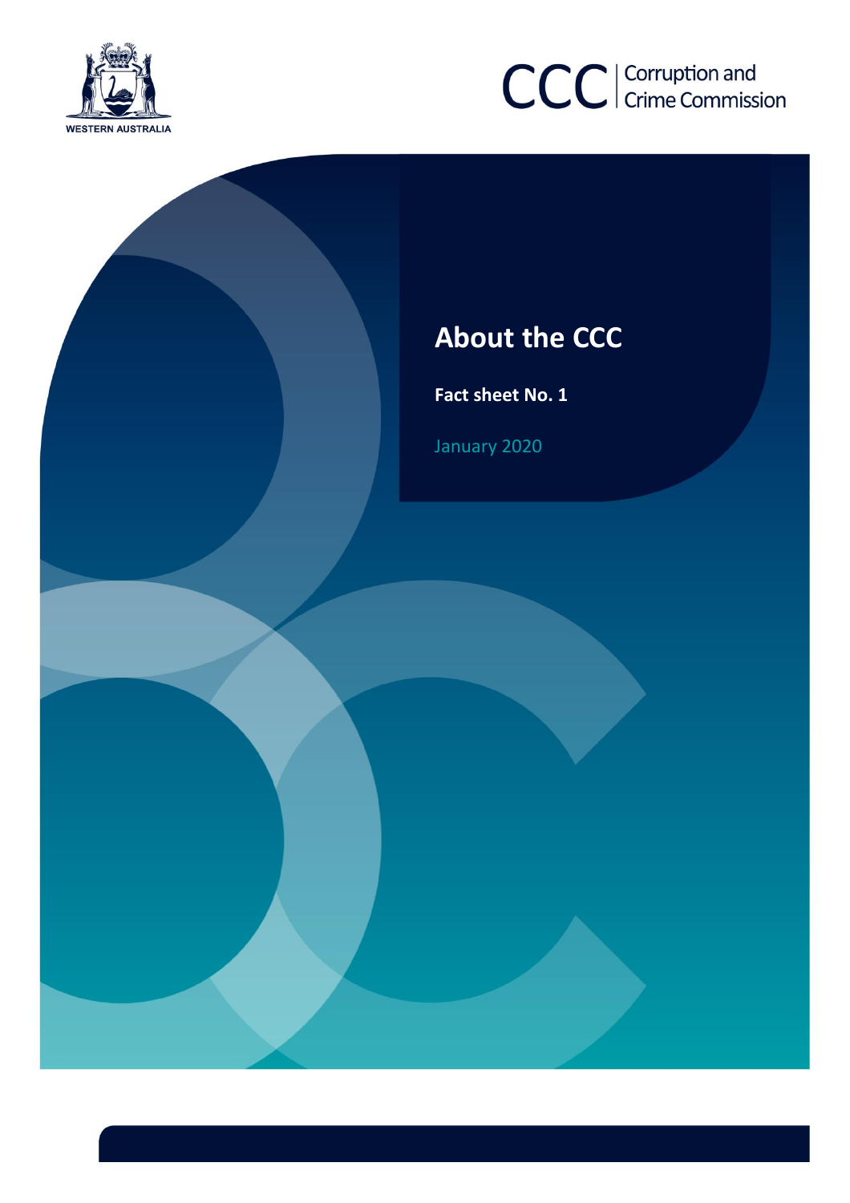WESTERN AUSTRALIA

CCC | Corruption and Crime Commission

# About the CCC

**Fact sheet No. 1**

January 2020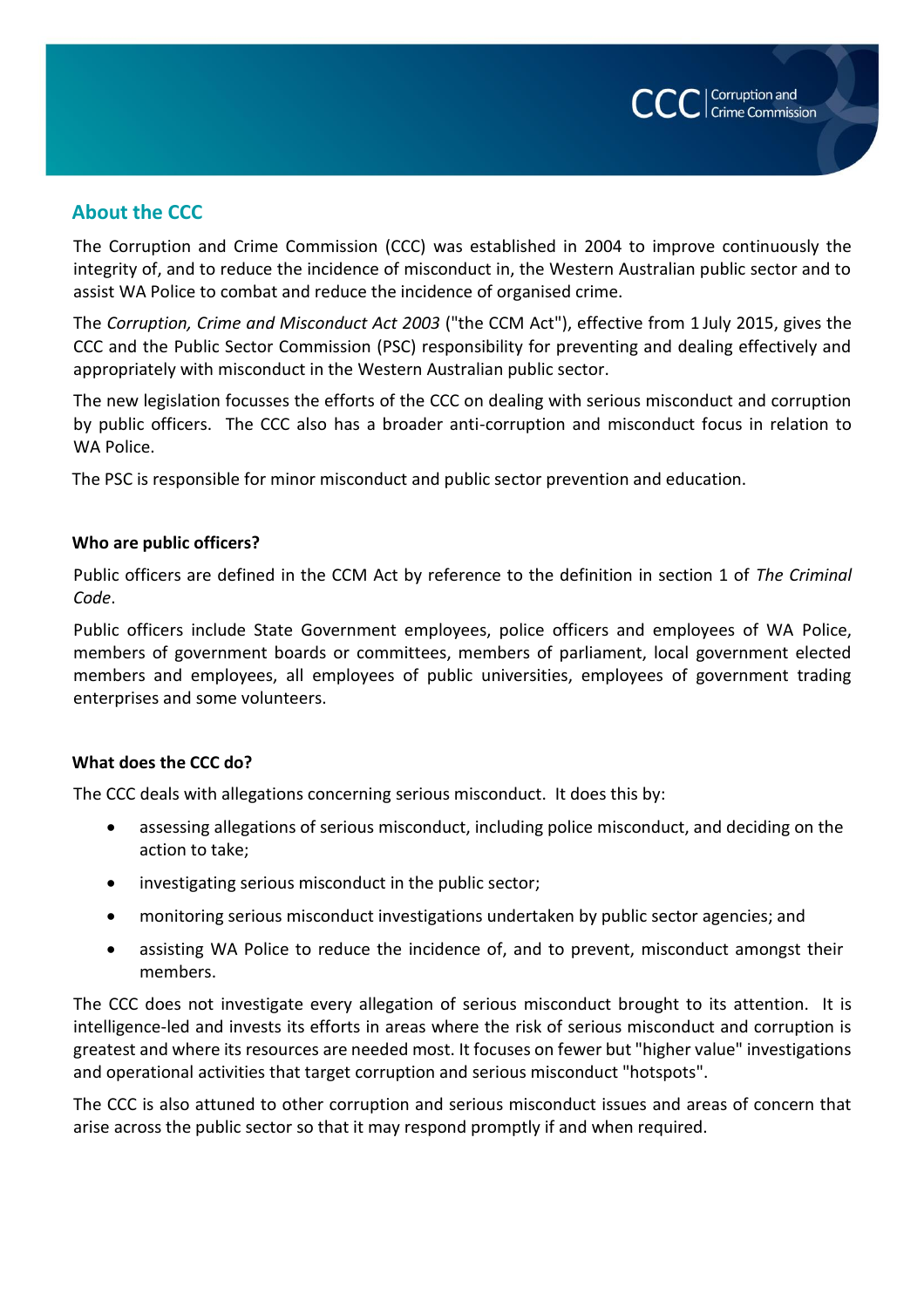## About the CCC

The Corruption and Crime Commission (CCC) was established in 2004 to improve continuously the integrity of, and to reduce the incidence of misconduct in, the Western Australian public sector and to assist WA Police to combat and reduce the incidence of organised crime.

The *Corruption, Crime and Misconduct Act 2003* ("the CCM Act"), effective from 1 July 2015, gives the CCC and the Public Sector Commission (PSC) responsibility for preventing and dealing effectively and appropriately with misconduct in the Western Australian public sector.

The new legislation focusses the efforts of the CCC on dealing with serious misconduct and corruption by public officers. The CCC also has a broader anti-corruption and misconduct focus in relation to WA Police.

The PSC is responsible for minor misconduct and public sector prevention and education.

### Who are public officers?

Public officers are defined in the CCM Act by reference to the definition in section 1 of *The Criminal Code*.

Public officers include State Government employees, police officers and employees of WA Police, members of government boards or committees, members of parliament, local government elected members and employees, all employees of public universities, employees of government trading enterprises and some volunteers.

### What does the CCC do?

The CCC deals with allegations concerning serious misconduct. It does this by:

- assessing allegations of serious misconduct, including police misconduct, and deciding on the action to take;
- investigating serious misconduct in the public sector;
- monitoring serious misconduct investigations undertaken by public sector agencies; and
- assisting WA Police to reduce the incidence of, and to prevent, misconduct amongst their members.

The CCC does not investigate every allegation of serious misconduct brought to its attention. It is intelligence-led and invests its efforts in areas where the risk of serious misconduct and corruption is greatest and where its resources are needed most. It focuses on fewer but "higher value" investigations and operational activities that target corruption and serious misconduct "hotspots".

The CCC is also attuned to other corruption and serious misconduct issues and areas of concern that arise across the public sector so that it may respond promptly if and when required.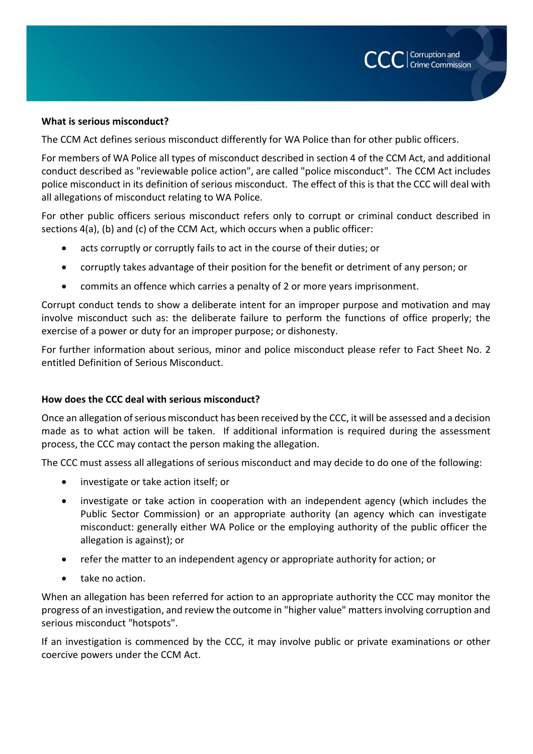### What is serious misconduct?

The CCM Act defines serious misconduct differently for WA Police than for other public officers.

For members of WA Police all types of misconduct described in section 4 of the CCM Act, and additional conduct described as "reviewable police action", are called "police misconduct". The CCM Act includes police misconduct in its definition of serious misconduct. The effect of this is that the CCC will deal with all allegations of misconduct relating to WA Police.

For other public officers serious misconduct refers only to corrupt or criminal conduct described in sections 4(a), (b) and (c) of the CCM Act, which occurs when a public officer:

- acts corruptly or corruptly fails to act in the course of their duties; or
- corruptly takes advantage of their position for the benefit or detriment of any person; or
- commits an offence which carries a penalty of 2 or more years imprisonment.

Corrupt conduct tends to show a deliberate intent for an improper purpose and motivation and may involve misconduct such as: the deliberate failure to perform the functions of office properly; the exercise of a power or duty for an improper purpose; or dishonesty.

For further information about serious, minor and police misconduct please refer to Fact Sheet No. 2 entitled Definition of Serious Misconduct.

### How does the CCC deal with serious misconduct?

Once an allegation of serious misconduct has been received by the CCC, it will be assessed and a decision made as to what action will be taken. If additional information is required during the assessment process, the CCC may contact the person making the allegation.

The CCC must assess all allegations of serious misconduct and may decide to do one of the following:

- investigate or take action itself; or
- investigate or take action in cooperation with an independent agency (which includes the Public Sector Commission) or an appropriate authority (an agency which can investigate misconduct: generally either WA Police or the employing authority of the public officer the allegation is against); or
- refer the matter to an independent agency or appropriate authority for action; or
- take no action.

When an allegation has been referred for action to an appropriate authority the CCC may monitor the progress of an investigation, and review the outcome in "higher value" matters involving corruption and serious misconduct "hotspots".

If an investigation is commenced by the CCC, it may involve public or private examinations or other coercive powers under the CCM Act.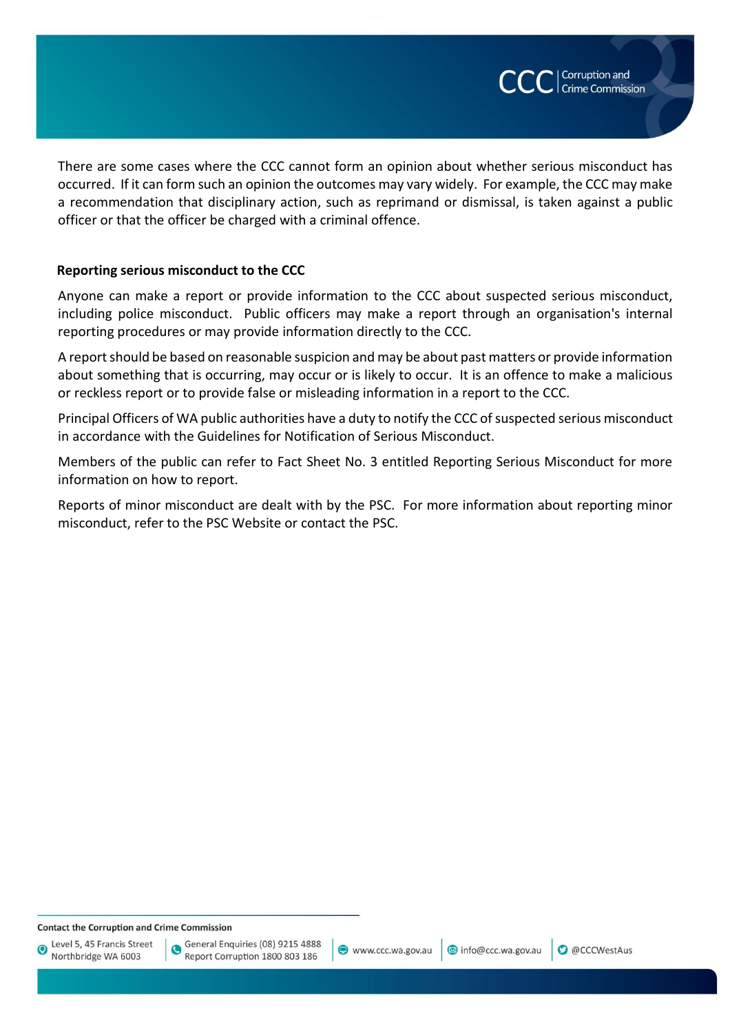There are some cases where the CCC cannot form an opinion about whether serious misconduct has occurred. If it can form such an opinion the outcomes may vary widely. For example, the CCC may make a recommendation that disciplinary action, such as reprimand or dismissal, is taken against a public officer or that the officer be charged with a criminal offence.

## Reporting serious misconduct to the CCC

Anyone can make a report or provide information to the CCC about suspected serious misconduct, including police misconduct. Public officers may make a report through an organisation's internal reporting procedures or may provide information directly to the CCC.

A report should be based on reasonable suspicion and may be about past matters or provide information about something that is occurring, may occur or is likely to occur. It is an offence to make a malicious or reckless report or to provide false or misleading information in a report to the CCC.

Principal Officers of WA public authorities have a duty to notify the CCC of suspected serious misconduct in accordance with the Guidelines for Notification of Serious Misconduct.

Members of the public can refer to Fact Sheet No. 3 entitled Reporting Serious Misconduct for more information on how to report.

Reports of minor misconduct are dealt with by the PSC. For more information about reporting minor misconduct, refer to the PSC Website or contact the PSC.